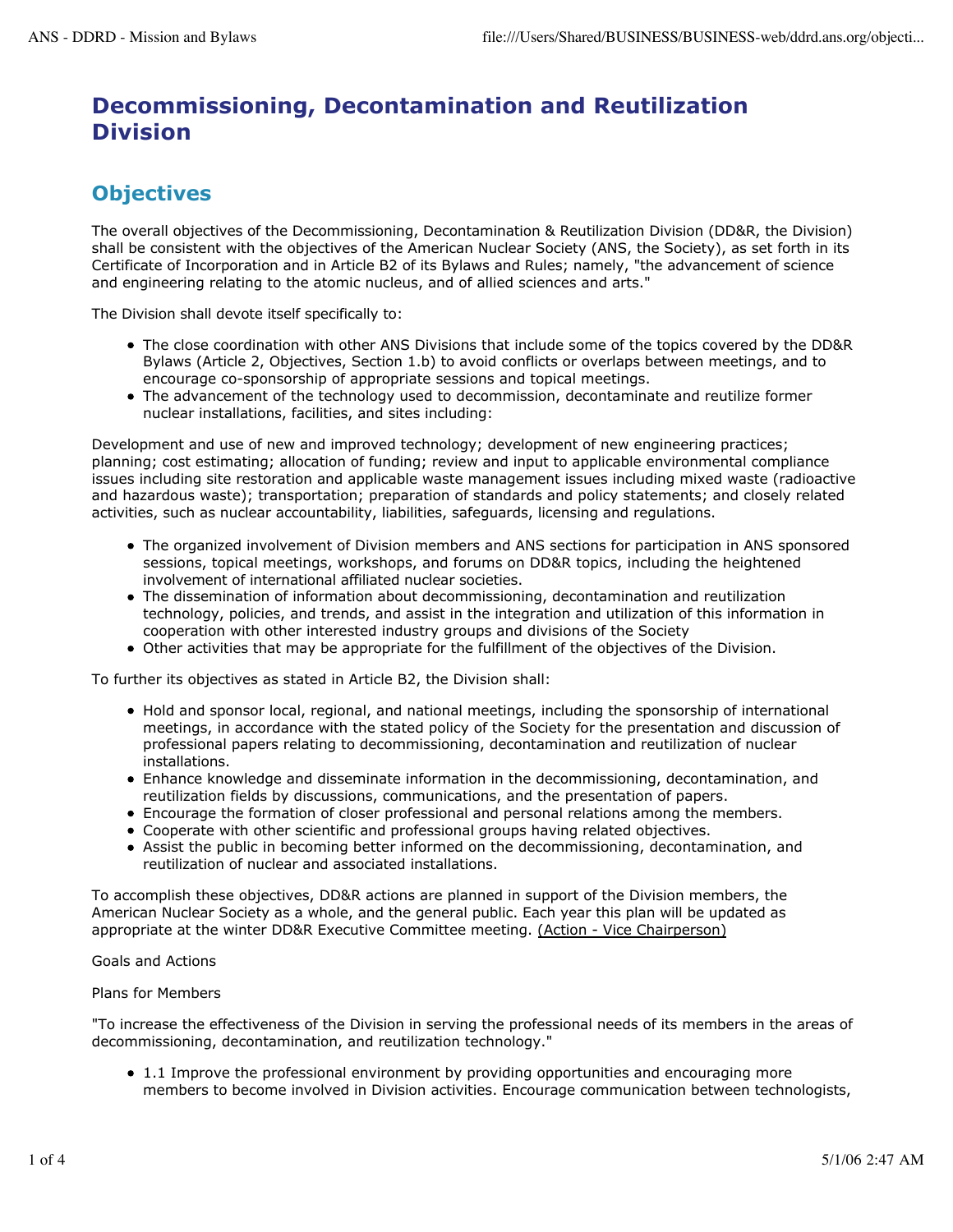# Decommissioning, Decontamination and Reutilization Division

## Objectives

The overall objectives of the Decommissioning, Decontamination & Reutilization Division (DD&R, the Division) shall be consistent with the objectives of the American Nuclear Society (ANS, the Society), as set forth in its Certificate of Incorporation and in Article B2 of its Bylaws and Rules; namely, "the advancement of science and engineering relating to the atomic nucleus, and of allied sciences and arts."

The Division shall devote itself specifically to:

- The close coordination with other ANS Divisions that include some of the topics covered by the DD&R Bylaws (Article 2, Objectives, Section 1.b) to avoid conflicts or overlaps between meetings, and to encourage co-sponsorship of appropriate sessions and topical meetings.
- The advancement of the technology used to decommission, decontaminate and reutilize former nuclear installations, facilities, and sites including:

Development and use of new and improved technology; development of new engineering practices; planning; cost estimating; allocation of funding; review and input to applicable environmental compliance issues including site restoration and applicable waste management issues including mixed waste (radioactive and hazardous waste); transportation; preparation of standards and policy statements; and closely related activities, such as nuclear accountability, liabilities, safeguards, licensing and regulations.

- The organized involvement of Division members and ANS sections for participation in ANS sponsored sessions, topical meetings, workshops, and forums on DD&R topics, including the heightened involvement of international affiliated nuclear societies.
- The dissemination of information about decommissioning, decontamination and reutilization technology, policies, and trends, and assist in the integration and utilization of this information in cooperation with other interested industry groups and divisions of the Society
- Other activities that may be appropriate for the fulfillment of the objectives of the Division.

To further its objectives as stated in Article B2, the Division shall:

- Hold and sponsor local, regional, and national meetings, including the sponsorship of international meetings, in accordance with the stated policy of the Society for the presentation and discussion of professional papers relating to decommissioning, decontamination and reutilization of nuclear installations.
- Enhance knowledge and disseminate information in the decommissioning, decontamination, and reutilization fields by discussions, communications, and the presentation of papers.
- Encourage the formation of closer professional and personal relations among the members.
- Cooperate with other scientific and professional groups having related objectives.
- Assist the public in becoming better informed on the decommissioning, decontamination, and reutilization of nuclear and associated installations.

To accomplish these objectives, DD&R actions are planned in support of the Division members, the American Nuclear Society as a whole, and the general public. Each year this plan will be updated as appropriate at the winter DD&R Executive Committee meeting. (Action - Vice Chairperson)

Goals and Actions

Plans for Members

"To increase the effectiveness of the Division in serving the professional needs of its members in the areas of decommissioning, decontamination, and reutilization technology."

- 1.1 Improve the professional environment by providing opportunities and encouraging more members to become involved in Division activities. Encourage communication between technologists,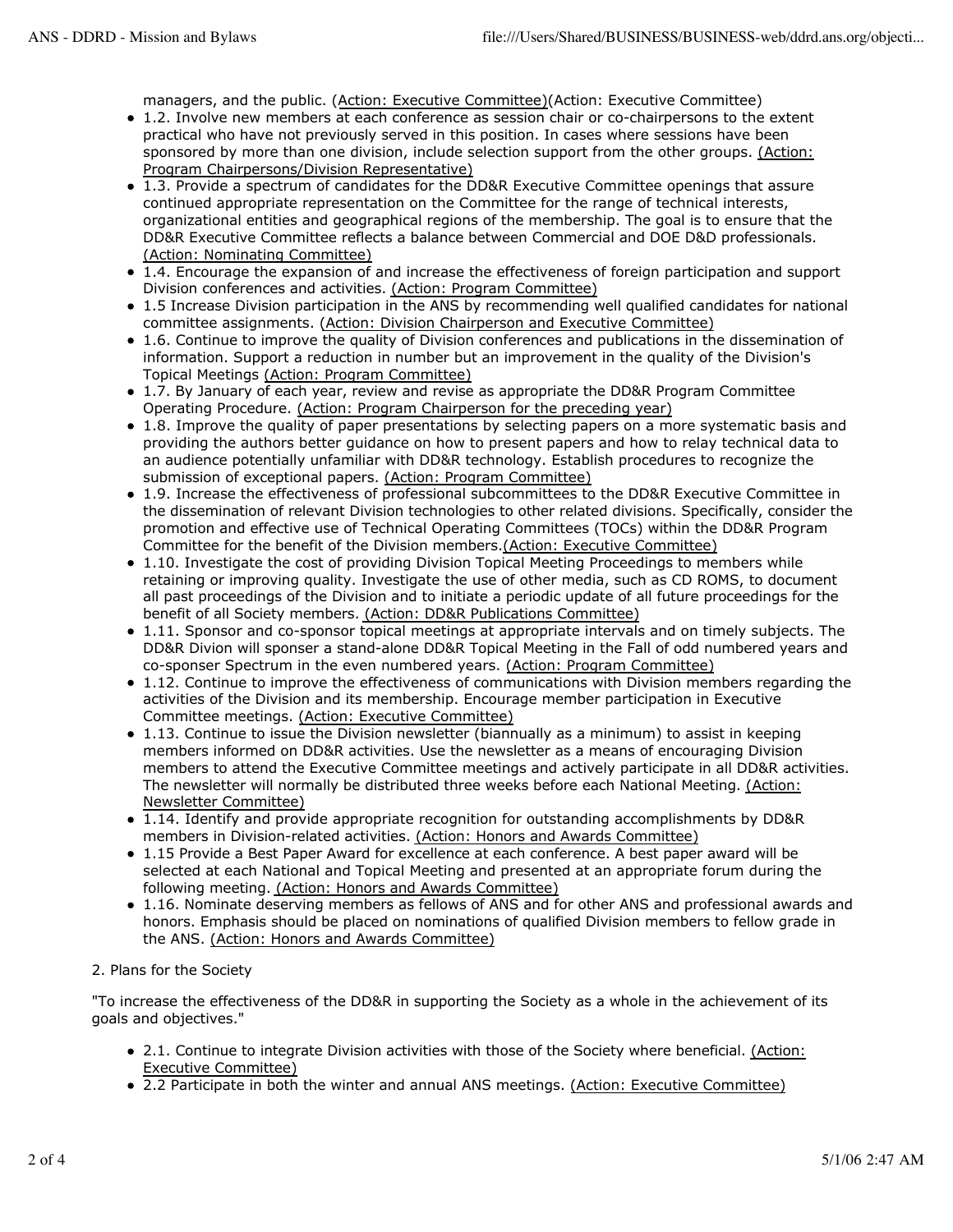managers, and the public. (Action: Executive Committee)(Action: Executive Committee)

- 1.2. Involve new members at each conference as session chair or co-chairpersons to the extent practical who have not previously served in this position. In cases where sessions have been sponsored by more than one division, include selection support from the other groups. (Action: Program Chairpersons/Division Representative)
- 1.3. Provide a spectrum of candidates for the DD&R Executive Committee openings that assure continued appropriate representation on the Committee for the range of technical interests, organizational entities and geographical regions of the membership. The goal is to ensure that the DD&R Executive Committee reflects a balance between Commercial and DOE D&D professionals. (Action: Nominating Committee)
- 1.4. Encourage the expansion of and increase the effectiveness of foreign participation and support Division conferences and activities. (Action: Program Committee)
- 1.5 Increase Division participation in the ANS by recommending well qualified candidates for national committee assignments. (Action: Division Chairperson and Executive Committee)
- 1.6. Continue to improve the quality of Division conferences and publications in the dissemination of information. Support a reduction in number but an improvement in the quality of the Division's Topical Meetings (Action: Program Committee)
- 1.7. By January of each year, review and revise as appropriate the DD&R Program Committee Operating Procedure. (Action: Program Chairperson for the preceding year)
- 1.8. Improve the quality of paper presentations by selecting papers on a more systematic basis and providing the authors better guidance on how to present papers and how to relay technical data to an audience potentially unfamiliar with DD&R technology. Establish procedures to recognize the submission of exceptional papers. (Action: Program Committee)
- 1.9. Increase the effectiveness of professional subcommittees to the DD&R Executive Committee in the dissemination of relevant Division technologies to other related divisions. Specifically, consider the promotion and effective use of Technical Operating Committees (TOCs) within the DD&R Program Committee for the benefit of the Division members.(Action: Executive Committee)
- 1.10. Investigate the cost of providing Division Topical Meeting Proceedings to members while retaining or improving quality. Investigate the use of other media, such as CD ROMS, to document all past proceedings of the Division and to initiate a periodic update of all future proceedings for the benefit of all Society members. (Action: DD&R Publications Committee)
- 1.11. Sponsor and co-sponsor topical meetings at appropriate intervals and on timely subjects. The DD&R Divion will sponser a stand-alone DD&R Topical Meeting in the Fall of odd numbered years and co-sponser Spectrum in the even numbered years. (Action: Program Committee)
- 1.12. Continue to improve the effectiveness of communications with Division members regarding the activities of the Division and its membership. Encourage member participation in Executive Committee meetings. (Action: Executive Committee)
- 1.13. Continue to issue the Division newsletter (biannually as a minimum) to assist in keeping members informed on DD&R activities. Use the newsletter as a means of encouraging Division members to attend the Executive Committee meetings and actively participate in all DD&R activities. The newsletter will normally be distributed three weeks before each National Meeting. (Action: Newsletter Committee)
- 1.14. Identify and provide appropriate recognition for outstanding accomplishments by DD&R members in Division-related activities. (Action: Honors and Awards Committee)
- 1.15 Provide a Best Paper Award for excellence at each conference. A best paper award will be selected at each National and Topical Meeting and presented at an appropriate forum during the following meeting. (Action: Honors and Awards Committee)
- 1.16. Nominate deserving members as fellows of ANS and for other ANS and professional awards and honors. Emphasis should be placed on nominations of qualified Division members to fellow grade in the ANS. (Action: Honors and Awards Committee)

2. Plans for the Society

"To increase the effectiveness of the DD&R in supporting the Society as a whole in the achievement of its goals and objectives."

- 2.1. Continue to integrate Division activities with those of the Society where beneficial. (Action: Executive Committee)
- 2.2 Participate in both the winter and annual ANS meetings. (Action: Executive Committee)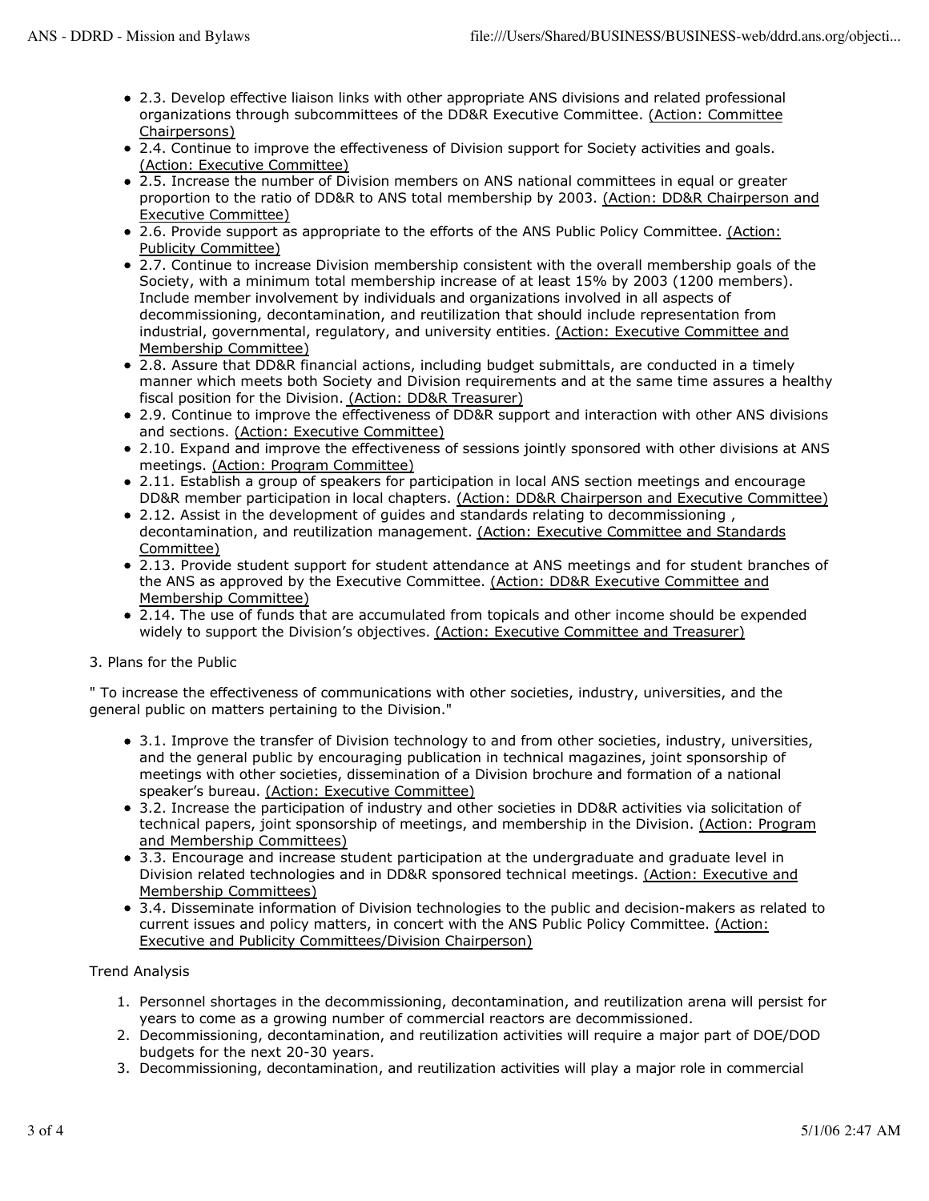- 2.3. Develop effective liaison links with other appropriate ANS divisions and related professional organizations through subcommittees of the DD&R Executive Committee. (Action: Committee Chairpersons)
- 2.4. Continue to improve the effectiveness of Division support for Society activities and goals. (Action: Executive Committee)
- 2.5. Increase the number of Division members on ANS national committees in equal or greater proportion to the ratio of DD&R to ANS total membership by 2003. (Action: DD&R Chairperson and Executive Committee)
- 2.6. Provide support as appropriate to the efforts of the ANS Public Policy Committee. (Action: Publicity Committee)
- 2.7. Continue to increase Division membership consistent with the overall membership goals of the Society, with a minimum total membership increase of at least 15% by 2003 (1200 members). Include member involvement by individuals and organizations involved in all aspects of decommissioning, decontamination, and reutilization that should include representation from industrial, governmental, regulatory, and university entities. (Action: Executive Committee and Membership Committee)
- 2.8. Assure that DD&R financial actions, including budget submittals, are conducted in a timely manner which meets both Society and Division requirements and at the same time assures a healthy fiscal position for the Division. (Action: DD&R Treasurer)
- 2.9. Continue to improve the effectiveness of DD&R support and interaction with other ANS divisions and sections. (Action: Executive Committee)
- 2.10. Expand and improve the effectiveness of sessions jointly sponsored with other divisions at ANS meetings. (Action: Program Committee)
- 2.11. Establish a group of speakers for participation in local ANS section meetings and encourage DD&R member participation in local chapters. (Action: DD&R Chairperson and Executive Committee)
- 2.12. Assist in the development of guides and standards relating to decommissioning , decontamination, and reutilization management. (Action: Executive Committee and Standards Committee)
- 2.13. Provide student support for student attendance at ANS meetings and for student branches of the ANS as approved by the Executive Committee. (Action: DD&R Executive Committee and Membership Committee)
- 2.14. The use of funds that are accumulated from topicals and other income should be expended widely to support the Division's objectives. (Action: Executive Committee and Treasurer)

3. Plans for the Public

" To increase the effectiveness of communications with other societies, industry, universities, and the general public on matters pertaining to the Division."

- 3.1. Improve the transfer of Division technology to and from other societies, industry, universities, and the general public by encouraging publication in technical magazines, joint sponsorship of meetings with other societies, dissemination of a Division brochure and formation of a national speaker's bureau. (Action: Executive Committee)
- 3.2. Increase the participation of industry and other societies in DD&R activities via solicitation of technical papers, joint sponsorship of meetings, and membership in the Division. (Action: Program and Membership Committees)
- 3.3. Encourage and increase student participation at the undergraduate and graduate level in Division related technologies and in DD&R sponsored technical meetings. (Action: Executive and Membership Committees)
- 3.4. Disseminate information of Division technologies to the public and decision-makers as related to current issues and policy matters, in concert with the ANS Public Policy Committee. (Action: Executive and Publicity Committees/Division Chairperson)

Trend Analysis

1. Personnel shortages in the decommissioning, decontamination, and reutilization arena will persist for years to come as a growing number of commercial reactors are decommissioned.
2. Decommissioning, decontamination, and reutilization activities will require a major part of DOE/DOD budgets for the next 20-30 years.
3. Decommissioning, decontamination, and reutilization activities will play a major role in commercial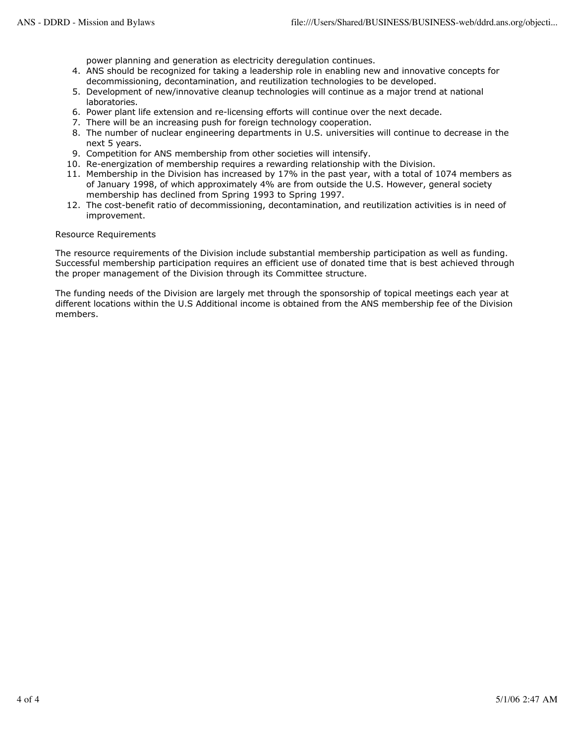power planning and generation as electricity deregulation continues.

4. ANS should be recognized for taking a leadership role in enabling new and innovative concepts for decommissioning, decontamination, and reutilization technologies to be developed.
5. Development of new/innovative cleanup technologies will continue as a major trend at national laboratories.
6. Power plant life extension and re-licensing efforts will continue over the next decade.
7. There will be an increasing push for foreign technology cooperation.
8. The number of nuclear engineering departments in U.S. universities will continue to decrease in the next 5 years.
9. Competition for ANS membership from other societies will intensify.
10. Re-energization of membership requires a rewarding relationship with the Division.
11. Membership in the Division has increased by 17% in the past year, with a total of 1074 members as of January 1998, of which approximately 4% are from outside the U.S. However, general society membership has declined from Spring 1993 to Spring 1997.
12. The cost-benefit ratio of decommissioning, decontamination, and reutilization activities is in need of improvement.

Resource Requirements

The resource requirements of the Division include substantial membership participation as well as funding. Successful membership participation requires an efficient use of donated time that is best achieved through the proper management of the Division through its Committee structure.

The funding needs of the Division are largely met through the sponsorship of topical meetings each year at different locations within the U.S Additional income is obtained from the ANS membership fee of the Division members.